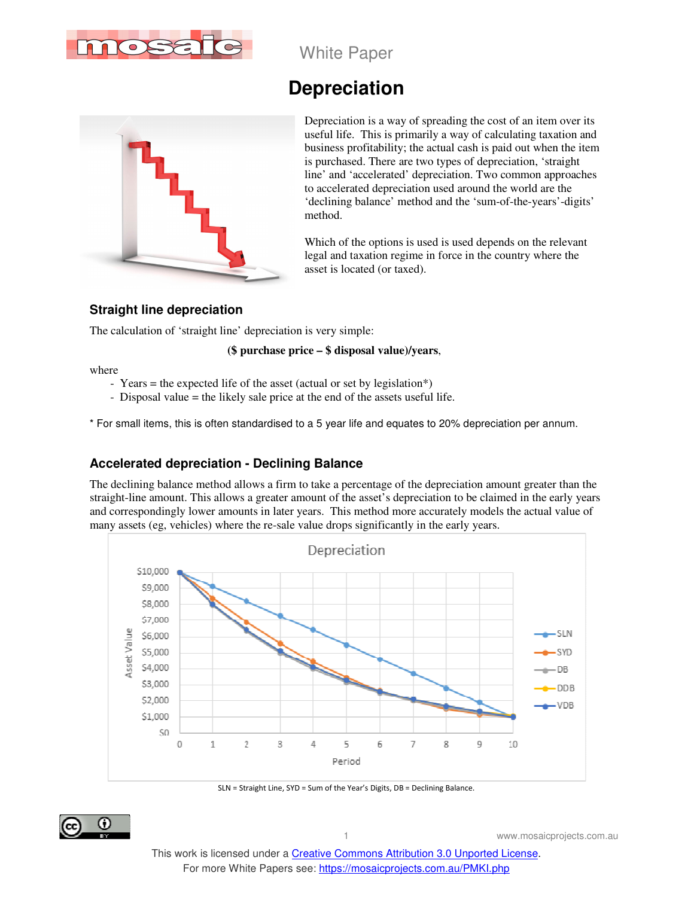White Paper

# Depreciation

Depreciation is a way of spreading the cost of an item over its useful life. This is primarily a way of calculating taxation and business profitability; the actual cash is paid out when the item is purchased. There are two types of depreciation, 'straight line' and 'accelerated' depreciation. Two common approaches to accelerated depreciation used around the world are the 'declining balance' method and the 'sum-of-the-years'-digits' method.

Which of the options is used is used depends on the relevant legal and taxation regime in force in the country where the asset is located (or taxed).

## Straight line depreciation

The calculation of 'straight line' depreciation is very simple:

**($ purchase price – $ disposal value)/years**,

where

- Years = the expected life of the asset (actual or set by legislation*)
- Disposal value = the likely sale price at the end of the assets useful life.

\* For small items, this is often standardised to a 5 year life and equates to 20% depreciation per annum.

## Accelerated depreciation - Declining Balance

The declining balance method allows a firm to take a percentage of the depreciation amount greater than the straight-line amount. This allows a greater amount of the asset's depreciation to be claimed in the early years and correspondingly lower amounts in later years. This method more accurately models the actual value of many assets (eg, vehicles) where the re-sale value drops significantly in the early years.

SLN = Straight Line, SYD = Sum of the Year's Digits, DB = Declining Balance.

This work is licensed under a Creative Commons Attribution 3.0 Unported License.
For more White Papers see: https://mosaicprojects.com.au/PMKI.php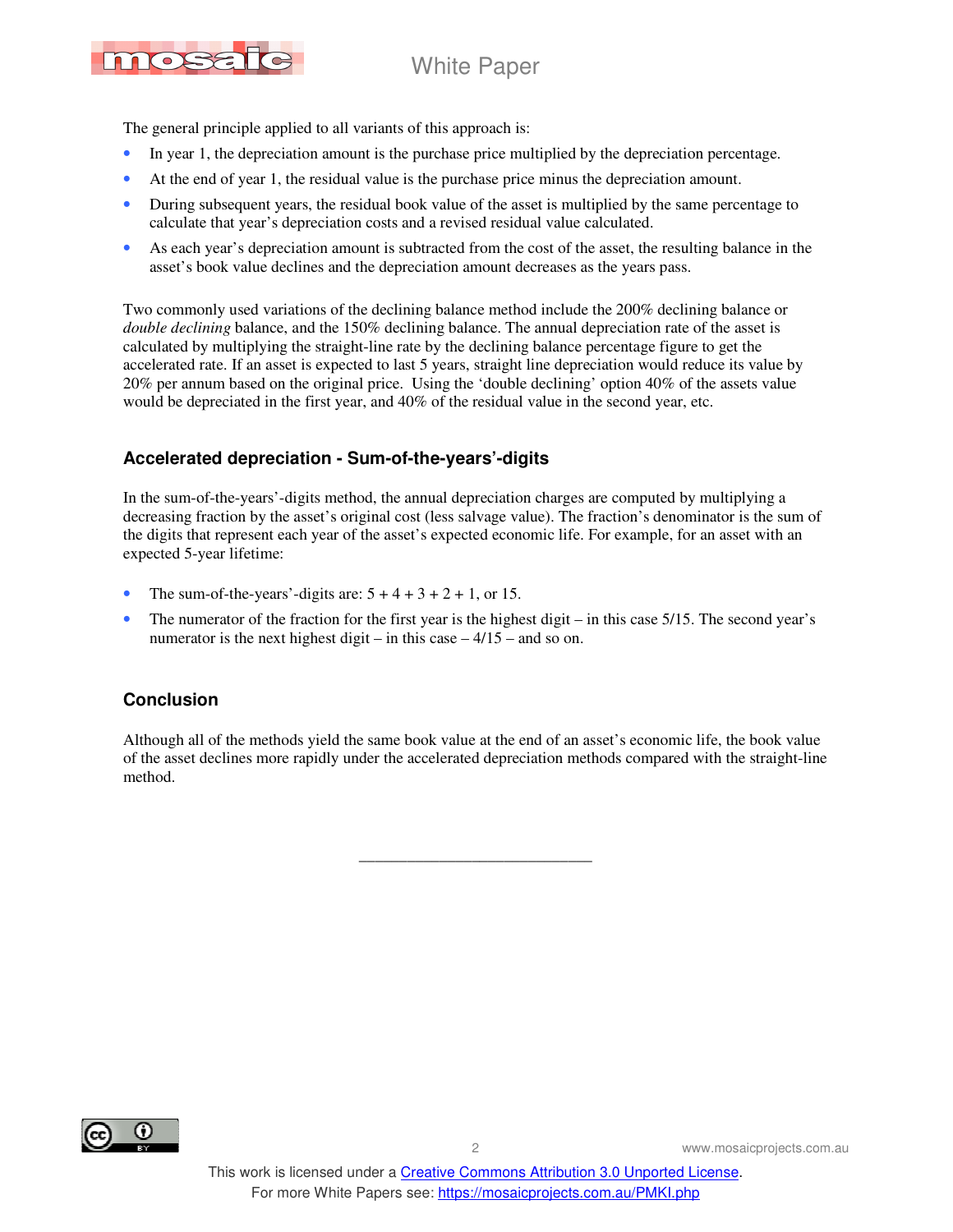The general principle applied to all variants of this approach is:

- In year 1, the depreciation amount is the purchase price multiplied by the depreciation percentage.
- At the end of year 1, the residual value is the purchase price minus the depreciation amount.
- During subsequent years, the residual book value of the asset is multiplied by the same percentage to calculate that year's depreciation costs and a revised residual value calculated.
- As each year's depreciation amount is subtracted from the cost of the asset, the resulting balance in the asset's book value declines and the depreciation amount decreases as the years pass.

Two commonly used variations of the declining balance method include the 200% declining balance or *double declining* balance, and the 150% declining balance. The annual depreciation rate of the asset is calculated by multiplying the straight-line rate by the declining balance percentage figure to get the accelerated rate. If an asset is expected to last 5 years, straight line depreciation would reduce its value by 20% per annum based on the original price. Using the 'double declining' option 40% of the assets value would be depreciated in the first year, and 40% of the residual value in the second year, etc.

### Accelerated depreciation - Sum-of-the-years'-digits

In the sum-of-the-years'-digits method, the annual depreciation charges are computed by multiplying a decreasing fraction by the asset's original cost (less salvage value). The fraction's denominator is the sum of the digits that represent each year of the asset's expected economic life. For example, for an asset with an expected 5-year lifetime:

- The sum-of-the-years'-digits are: 5 + 4 + 3 + 2 + 1, or 15.
- The numerator of the fraction for the first year is the highest digit – in this case 5/15. The second year's numerator is the next highest digit – in this case – 4/15 – and so on.

### Conclusion

Although all of the methods yield the same book value at the end of an asset's economic life, the book value of the asset declines more rapidly under the accelerated depreciation methods compared with the straight-line method.

\_\_\_\_\_\_\_\_\_\_\_\_\_\_\_\_\_\_\_\_\_\_\_\_\_\_\_\_\_

This work is licensed under a Creative Commons Attribution 3.0 Unported License.
For more White Papers see: https://mosaicprojects.com.au/PMKI.php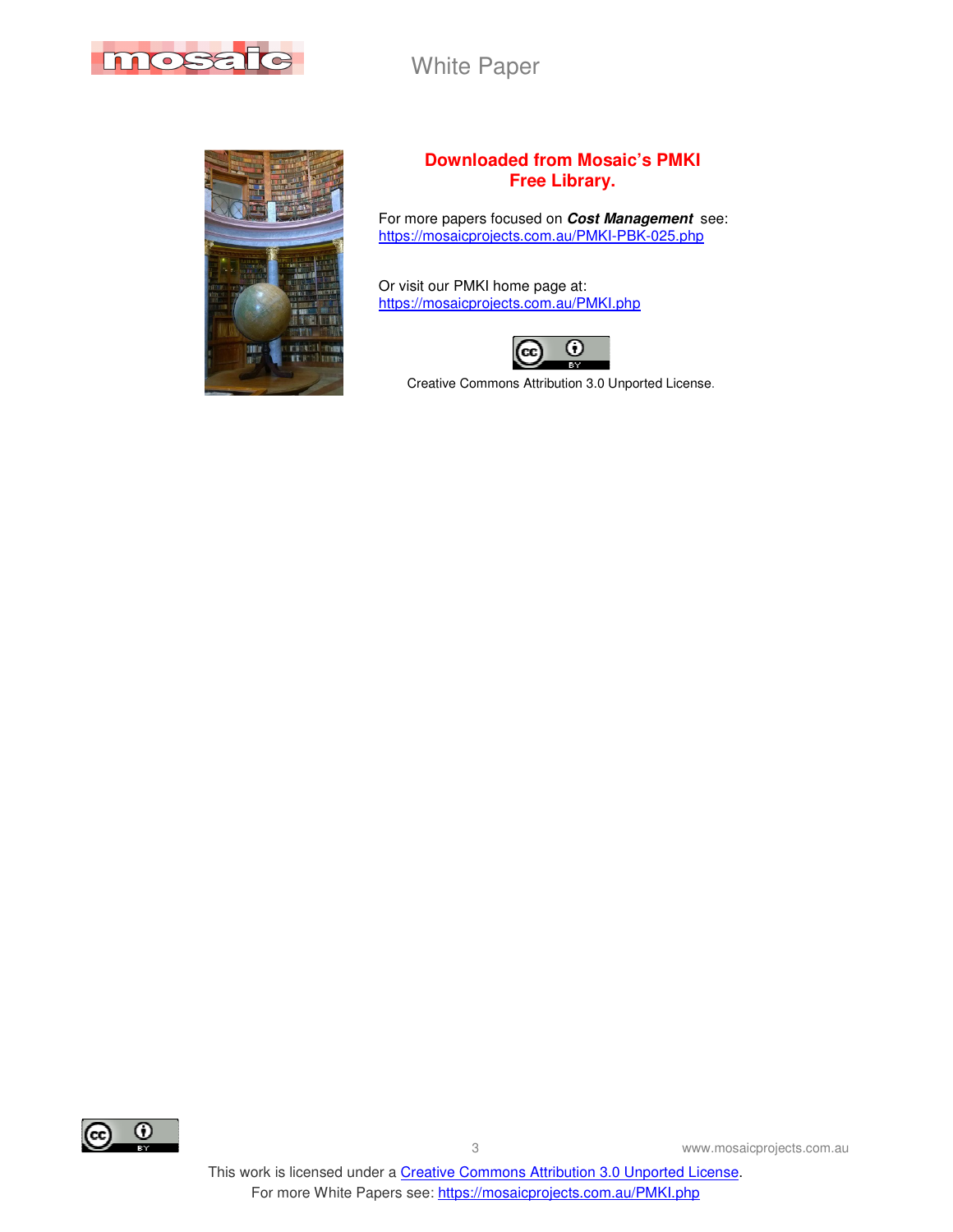**Downloaded from Mosaic's PMKI Free Library.**

For more papers focused on ***Cost Management*** see:
https://mosaicprojects.com.au/PMKI-PBK-025.php

Or visit our PMKI home page at:
https://mosaicprojects.com.au/PMKI.php

Creative Commons Attribution 3.0 Unported License.